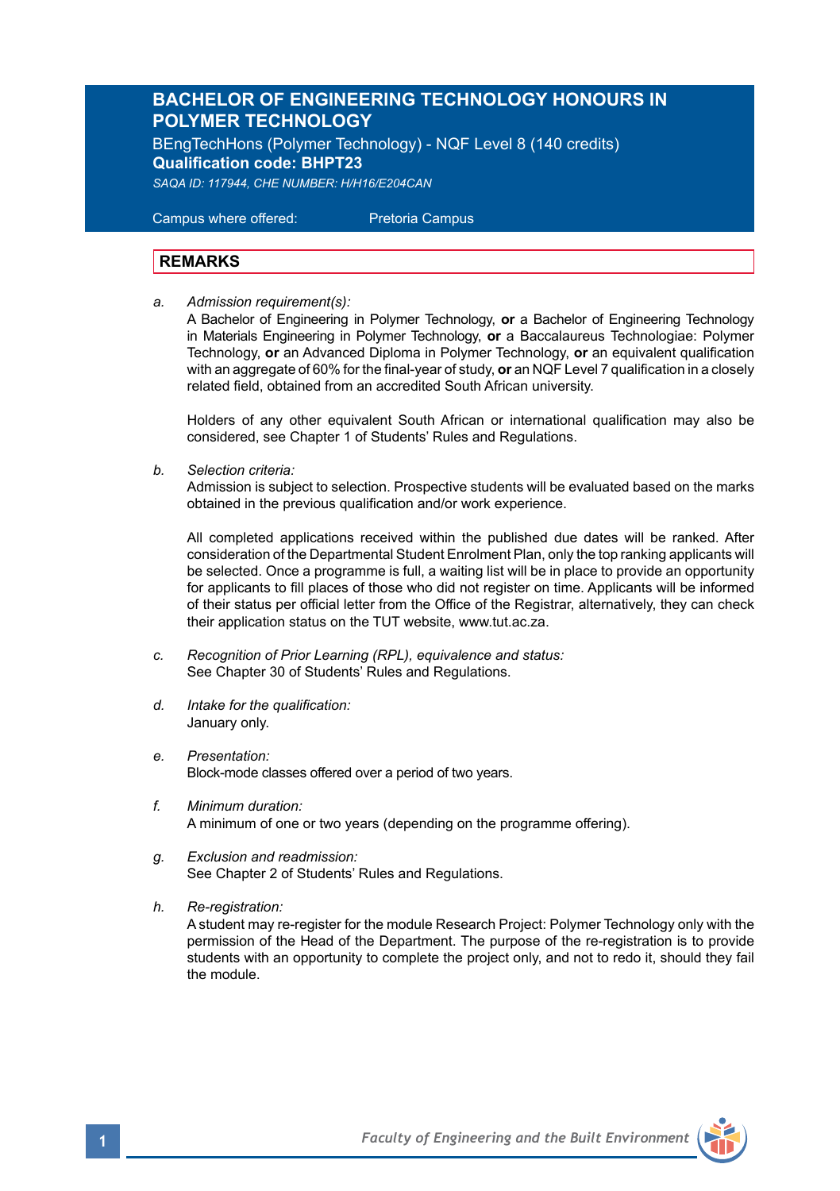# BACHELOR OF ENGINEERING TECHNOLOGY HONOURS IN POLYMER TECHNOLOGY

BEngTechHons (Polymer Technology) - NQF Level 8 (140 credits)
**Qualification code: BHPT23**
*SAQA ID: 117944, CHE NUMBER: H/H16/E204CAN*

Campus where offered: Pretoria Campus

## REMARKS

a. *Admission requirement(s):*
A Bachelor of Engineering in Polymer Technology, **or** a Bachelor of Engineering Technology in Materials Engineering in Polymer Technology, **or** a Baccalaureus Technologiae: Polymer Technology, **or** an Advanced Diploma in Polymer Technology, **or** an equivalent qualification with an aggregate of 60% for the final-year of study, **or** an NQF Level 7 qualification in a closely related field, obtained from an accredited South African university.

Holders of any other equivalent South African or international qualification may also be considered, see Chapter 1 of Students' Rules and Regulations.

b. *Selection criteria:*
Admission is subject to selection. Prospective students will be evaluated based on the marks obtained in the previous qualification and/or work experience.

All completed applications received within the published due dates will be ranked. After consideration of the Departmental Student Enrolment Plan, only the top ranking applicants will be selected. Once a programme is full, a waiting list will be in place to provide an opportunity for applicants to fill places of those who did not register on time. Applicants will be informed of their status per official letter from the Office of the Registrar, alternatively, they can check their application status on the TUT website, www.tut.ac.za.

c. *Recognition of Prior Learning (RPL), equivalence and status:*
See Chapter 30 of Students' Rules and Regulations.

d. *Intake for the qualification:*
January only.

e. *Presentation:*
Block-mode classes offered over a period of two years.

f. *Minimum duration:*
A minimum of one or two years (depending on the programme offering).

g. *Exclusion and readmission:*
See Chapter 2 of Students' Rules and Regulations.

h. *Re-registration:*
A student may re-register for the module Research Project: Polymer Technology only with the permission of the Head of the Department. The purpose of the re-registration is to provide students with an opportunity to complete the project only, and not to redo it, should they fail the module.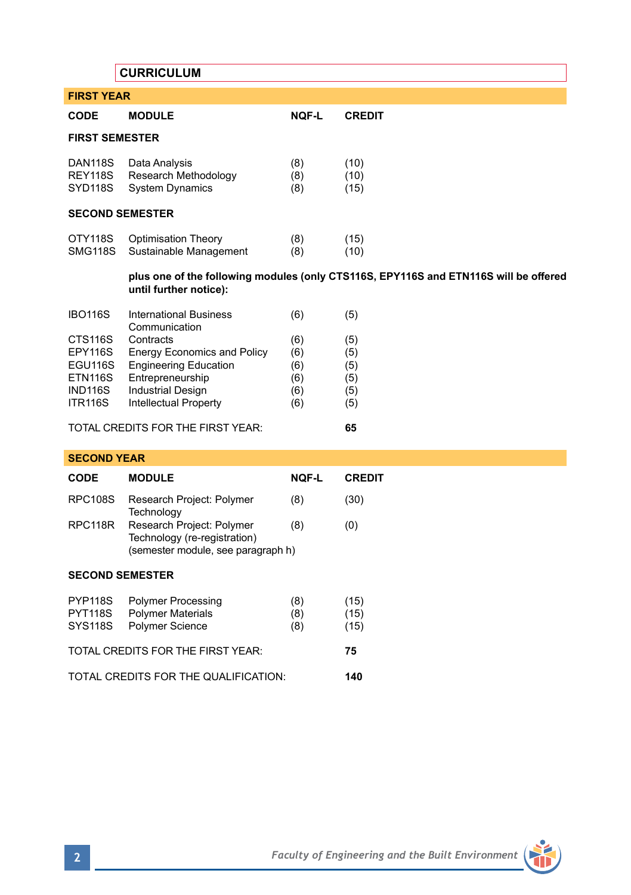## CURRICULUM

### FIRST YEAR

| CODE | MODULE | NQF-L | CREDIT |
|---|---|---|---|
| **FIRST SEMESTER** | | | |
| DAN118S | Data Analysis | (8) | (10) |
| REY118S | Research Methodology | (8) | (10) |
| SYD118S | System Dynamics | (8) | (15) |
| **SECOND SEMESTER** | | | |
| OTY118S | Optimisation Theory | (8) | (15) |
| SMG118S | Sustainable Management | (8) | (10) |

**plus one of the following modules (only CTS116S, EPY116S and ETN116S will be offered until further notice):**

| CODE | MODULE | NQF-L | CREDIT |
|---|---|---|---|
| IBO116S | International Business Communication | (6) | (5) |
| CTS116S | Contracts | (6) | (5) |
| EPY116S | Energy Economics and Policy | (6) | (5) |
| EGU116S | Engineering Education | (6) | (5) |
| ETN116S | Entrepreneurship | (6) | (5) |
| IND116S | Industrial Design | (6) | (5) |
| ITR116S | Intellectual Property | (6) | (5) |

TOTAL CREDITS FOR THE FIRST YEAR: **65**

### SECOND YEAR

| CODE | MODULE | NQF-L | CREDIT |
|---|---|---|---|
| RPC108S | Research Project: Polymer Technology | (8) | (30) |
| RPC118R | Research Project: Polymer Technology (re-registration) (semester module, see paragraph h) | (8) | (0) |
| **SECOND SEMESTER** | | | |
| PYP118S | Polymer Processing | (8) | (15) |
| PYT118S | Polymer Materials | (8) | (15) |
| SYS118S | Polymer Science | (8) | (15) |

TOTAL CREDITS FOR THE FIRST YEAR: **75**

TOTAL CREDITS FOR THE QUALIFICATION: **140**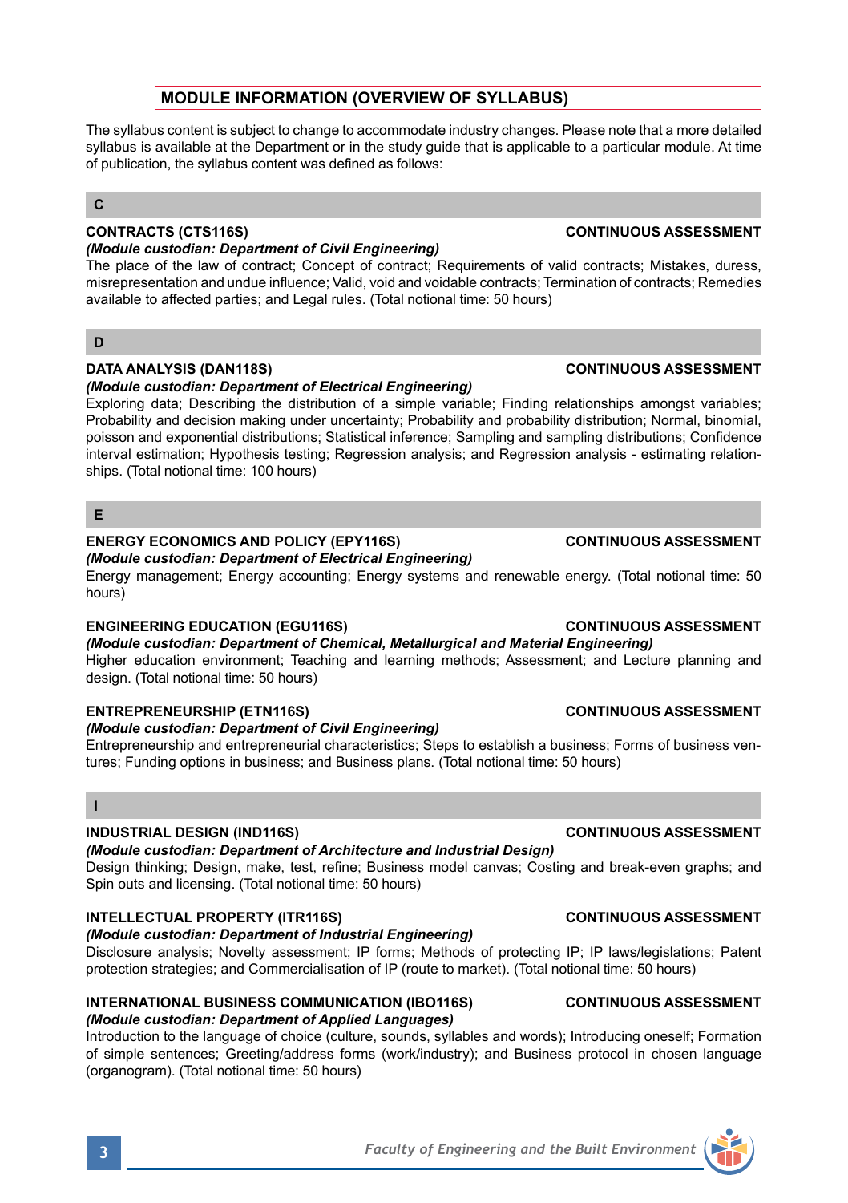## MODULE INFORMATION (OVERVIEW OF SYLLABUS)

The syllabus content is subject to change to accommodate industry changes. Please note that a more detailed syllabus is available at the Department or in the study guide that is applicable to a particular module. At time of publication, the syllabus content was defined as follows:

### C

**CONTRACTS (CTS116S)** **CONTINUOUS ASSESSMENT**

***(Module custodian: Department of Civil Engineering)***

The place of the law of contract; Concept of contract; Requirements of valid contracts; Mistakes, duress, misrepresentation and undue influence; Valid, void and voidable contracts; Termination of contracts; Remedies available to affected parties; and Legal rules. (Total notional time: 50 hours)

### D

**DATA ANALYSIS (DAN118S)** **CONTINUOUS ASSESSMENT**

***(Module custodian: Department of Electrical Engineering)***

Exploring data; Describing the distribution of a simple variable; Finding relationships amongst variables; Probability and decision making under uncertainty; Probability and probability distribution; Normal, binomial, poisson and exponential distributions; Statistical inference; Sampling and sampling distributions; Confidence interval estimation; Hypothesis testing; Regression analysis; and Regression analysis - estimating relationships. (Total notional time: 100 hours)

### E

**ENERGY ECONOMICS AND POLICY (EPY116S)** **CONTINUOUS ASSESSMENT**

***(Module custodian: Department of Electrical Engineering)***

Energy management; Energy accounting; Energy systems and renewable energy. (Total notional time: 50 hours)

**ENGINEERING EDUCATION (EGU116S)** **CONTINUOUS ASSESSMENT**

***(Module custodian: Department of Chemical, Metallurgical and Material Engineering)***

Higher education environment; Teaching and learning methods; Assessment; and Lecture planning and design. (Total notional time: 50 hours)

**ENTREPRENEURSHIP (ETN116S)** **CONTINUOUS ASSESSMENT**

***(Module custodian: Department of Civil Engineering)***

Entrepreneurship and entrepreneurial characteristics; Steps to establish a business; Forms of business ventures; Funding options in business; and Business plans. (Total notional time: 50 hours)

### I

**INDUSTRIAL DESIGN (IND116S)** **CONTINUOUS ASSESSMENT**

***(Module custodian: Department of Architecture and Industrial Design)***

Design thinking; Design, make, test, refine; Business model canvas; Costing and break-even graphs; and Spin outs and licensing. (Total notional time: 50 hours)

**INTELLECTUAL PROPERTY (ITR116S)** **CONTINUOUS ASSESSMENT**

***(Module custodian: Department of Industrial Engineering)***

Disclosure analysis; Novelty assessment; IP forms; Methods of protecting IP; IP laws/legislations; Patent protection strategies; and Commercialisation of IP (route to market). (Total notional time: 50 hours)

**INTERNATIONAL BUSINESS COMMUNICATION (IBO116S)** **CONTINUOUS ASSESSMENT**

***(Module custodian: Department of Applied Languages)***

Introduction to the language of choice (culture, sounds, syllables and words); Introducing oneself; Formation of simple sentences; Greeting/address forms (work/industry); and Business protocol in chosen language (organogram). (Total notional time: 50 hours)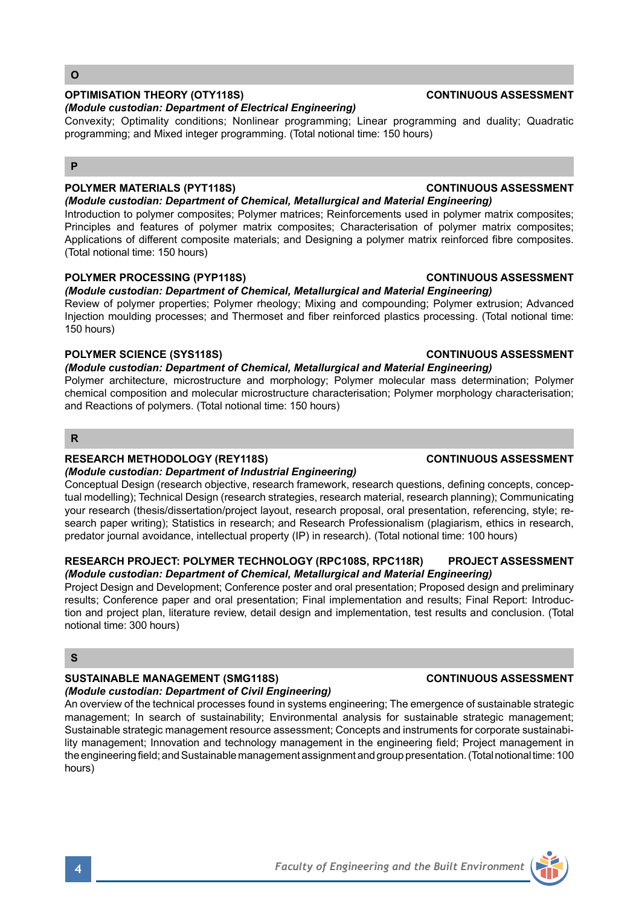## O

### OPTIMISATION THEORY (OTY118S) CONTINUOUS ASSESSMENT

***(Module custodian: Department of Electrical Engineering)***

Convexity; Optimality conditions; Nonlinear programming; Linear programming and duality; Quadratic programming; and Mixed integer programming. (Total notional time: 150 hours)

## P

### POLYMER MATERIALS (PYT118S) CONTINUOUS ASSESSMENT

***(Module custodian: Department of Chemical, Metallurgical and Material Engineering)***

Introduction to polymer composites; Polymer matrices; Reinforcements used in polymer matrix composites; Principles and features of polymer matrix composites; Characterisation of polymer matrix composites; Applications of different composite materials; and Designing a polymer matrix reinforced fibre composites. (Total notional time: 150 hours)

### POLYMER PROCESSING (PYP118S) CONTINUOUS ASSESSMENT

***(Module custodian: Department of Chemical, Metallurgical and Material Engineering)***

Review of polymer properties; Polymer rheology; Mixing and compounding; Polymer extrusion; Advanced Injection moulding processes; and Thermoset and fiber reinforced plastics processing. (Total notional time: 150 hours)

### POLYMER SCIENCE (SYS118S) CONTINUOUS ASSESSMENT

***(Module custodian: Department of Chemical, Metallurgical and Material Engineering)***

Polymer architecture, microstructure and morphology; Polymer molecular mass determination; Polymer chemical composition and molecular microstructure characterisation; Polymer morphology characterisation; and Reactions of polymers. (Total notional time: 150 hours)

## R

### RESEARCH METHODOLOGY (REY118S) CONTINUOUS ASSESSMENT

***(Module custodian: Department of Industrial Engineering)***

Conceptual Design (research objective, research framework, research questions, defining concepts, conceptual modelling); Technical Design (research strategies, research material, research planning); Communicating your research (thesis/dissertation/project layout, research proposal, oral presentation, referencing, style; research paper writing); Statistics in research; and Research Professionalism (plagiarism, ethics in research, predator journal avoidance, intellectual property (IP) in research). (Total notional time: 100 hours)

### RESEARCH PROJECT: POLYMER TECHNOLOGY (RPC108S, RPC118R) PROJECT ASSESSMENT

***(Module custodian: Department of Chemical, Metallurgical and Material Engineering)***

Project Design and Development; Conference poster and oral presentation; Proposed design and preliminary results; Conference paper and oral presentation; Final implementation and results; Final Report: Introduction and project plan, literature review, detail design and implementation, test results and conclusion. (Total notional time: 300 hours)

## S

### SUSTAINABLE MANAGEMENT (SMG118S) CONTINUOUS ASSESSMENT

***(Module custodian: Department of Civil Engineering)***

An overview of the technical processes found in systems engineering; The emergence of sustainable strategic management; In search of sustainability; Environmental analysis for sustainable strategic management; Sustainable strategic management resource assessment; Concepts and instruments for corporate sustainability management; Innovation and technology management in the engineering field; Project management in the engineering field; and Sustainable management assignment and group presentation. (Total notional time: 100 hours)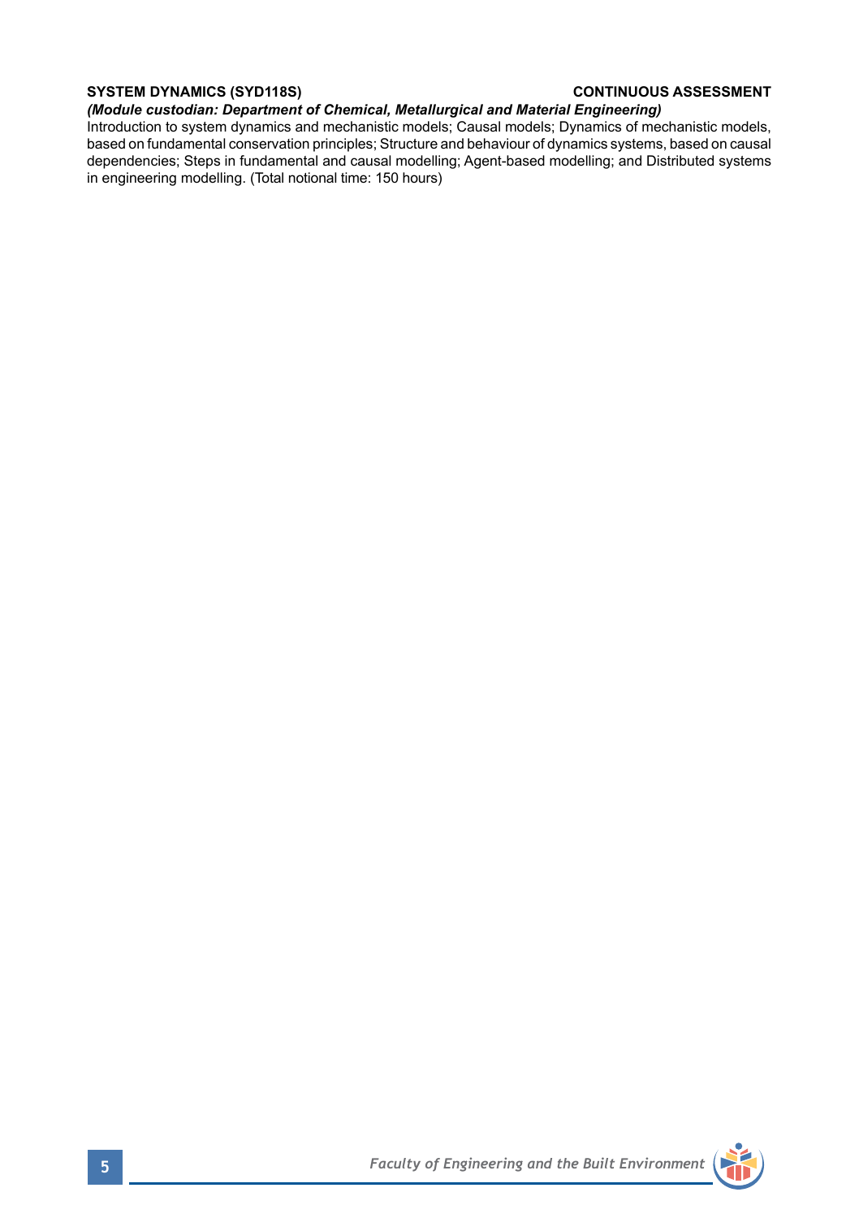**SYSTEM DYNAMICS (SYD118S)** **CONTINUOUS ASSESSMENT**

***(Module custodian: Department of Chemical, Metallurgical and Material Engineering)***

Introduction to system dynamics and mechanistic models; Causal models; Dynamics of mechanistic models, based on fundamental conservation principles; Structure and behaviour of dynamics systems, based on causal dependencies; Steps in fundamental and causal modelling; Agent-based modelling; and Distributed systems in engineering modelling. (Total notional time: 150 hours)